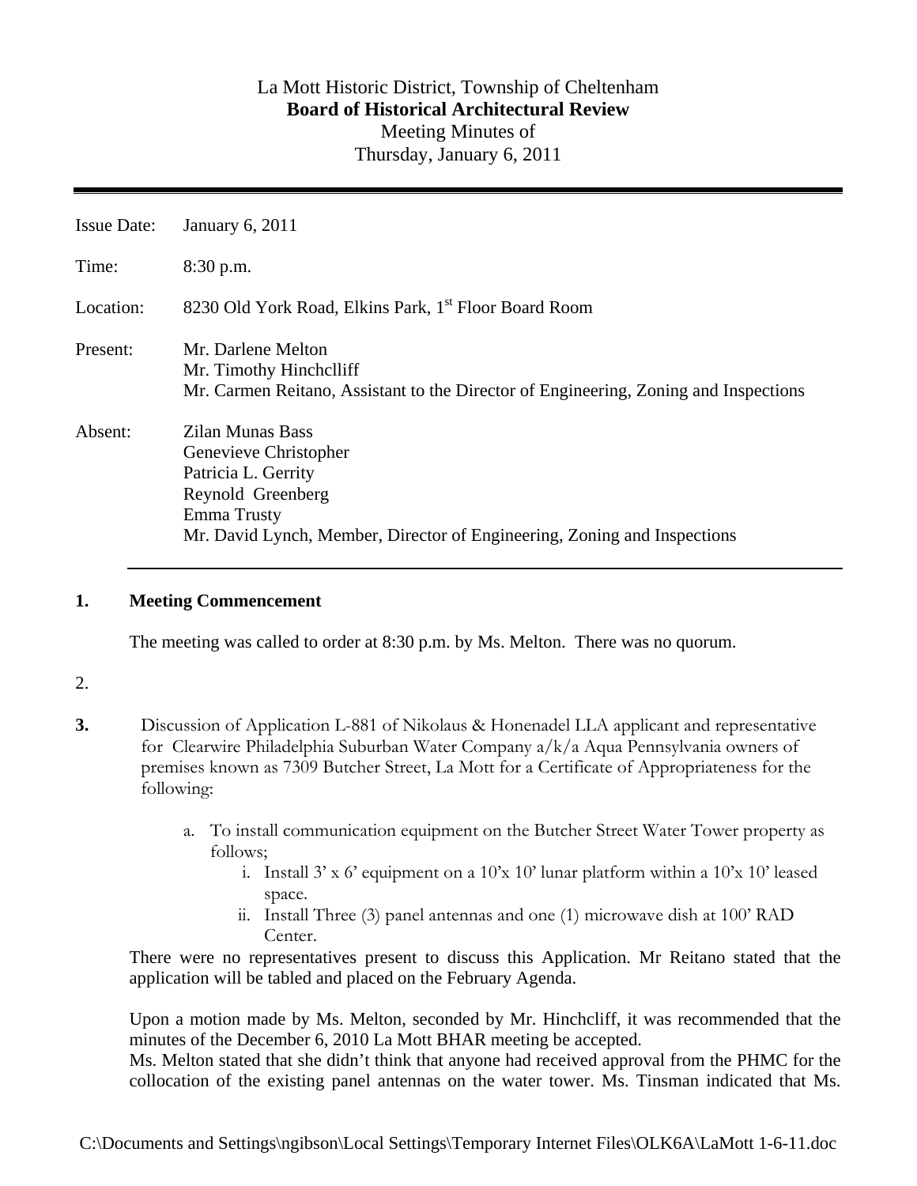La Mott Historic District, Township of Cheltenham

**Board of Historical Architectural Review**

Meeting Minutes of

Thursday, January 6, 2011

---

Issue Date: January 6, 2011

Time: 8:30 p.m.

Location: 8230 Old York Road, Elkins Park, 1st Floor Board Room

Present:
Mr. Darlene Melton
Mr. Timothy Hinchclliff
Mr. Carmen Reitano, Assistant to the Director of Engineering, Zoning and Inspections

Absent:
Zilan Munas Bass
Genevieve Christopher
Patricia L. Gerrity
Reynold Greenberg
Emma Trusty
Mr. David Lynch, Member, Director of Engineering, Zoning and Inspections

---

**1. Meeting Commencement**

The meeting was called to order at 8:30 p.m. by Ms. Melton. There was no quorum.

2.

**3.** Discussion of Application L-881 of Nikolaus & Honenadel LLA applicant and representative for Clearwire Philadelphia Suburban Water Company a/k/a Aqua Pennsylvania owners of premises known as 7309 Butcher Street, La Mott for a Certificate of Appropriateness for the following:

a. To install communication equipment on the Butcher Street Water Tower property as follows;
   i. Install 3' x 6' equipment on a 10'x 10' lunar platform within a 10'x 10' leased space.
   ii. Install Three (3) panel antennas and one (1) microwave dish at 100' RAD Center.

There were no representatives present to discuss this Application. Mr Reitano stated that the application will be tabled and placed on the February Agenda.

Upon a motion made by Ms. Melton, seconded by Mr. Hinchcliff, it was recommended that the minutes of the December 6, 2010 La Mott BHAR meeting be accepted.

Ms. Melton stated that she didn't think that anyone had received approval from the PHMC for the collocation of the existing panel antennas on the water tower. Ms. Tinsman indicated that Ms.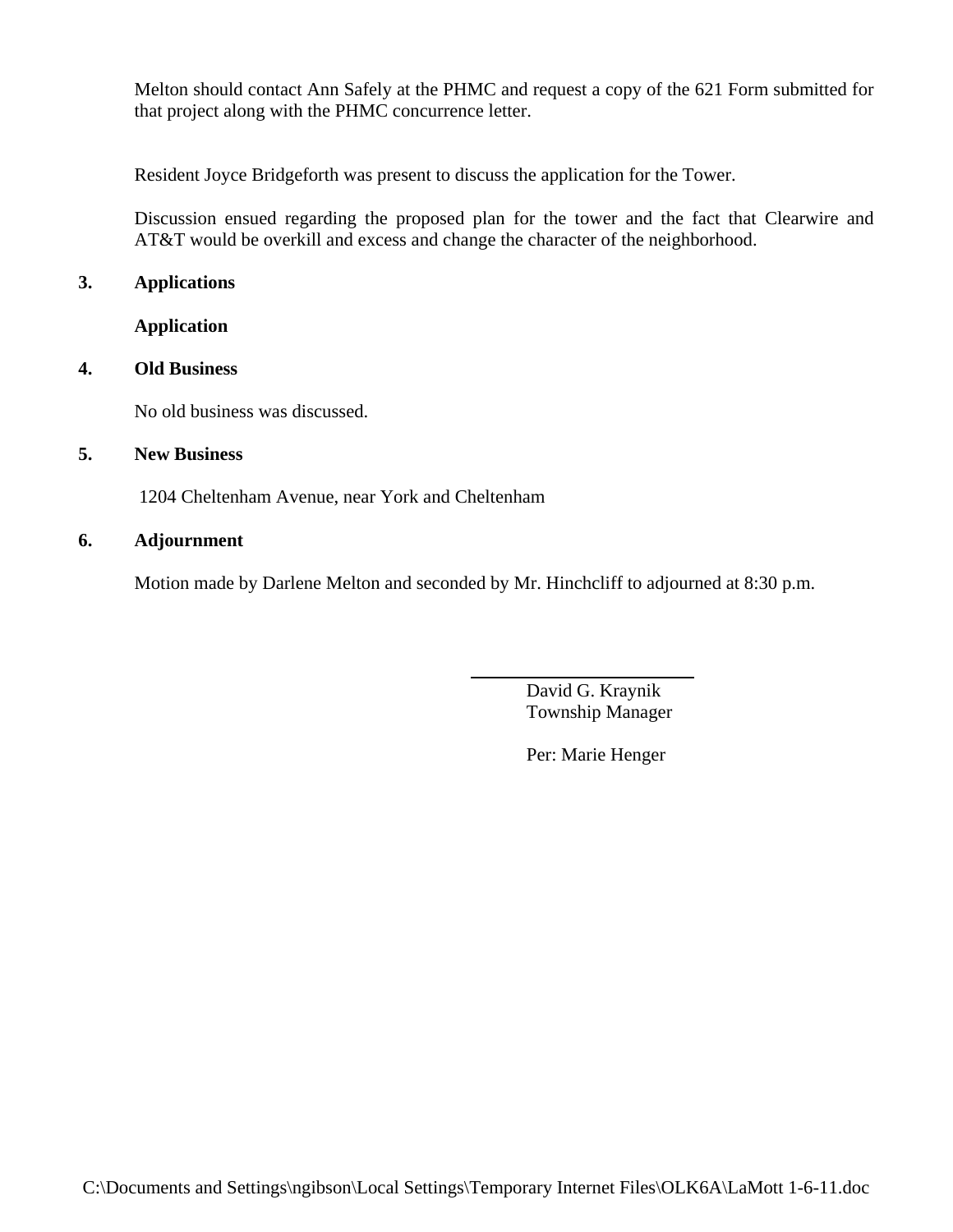Melton should contact Ann Safely at the PHMC and request a copy of the 621 Form submitted for that project along with the PHMC concurrence letter.

Resident Joyce Bridgeforth was present to discuss the application for the Tower.

Discussion ensued regarding the proposed plan for the tower and the fact that Clearwire and AT&T would be overkill and excess and change the character of the neighborhood.

**3. Applications**

**Application**

**4. Old Business**

No old business was discussed.

**5. New Business**

1204 Cheltenham Avenue, near York and Cheltenham

**6. Adjournment**

Motion made by Darlene Melton and seconded by Mr. Hinchcliff to adjourned at 8:30 p.m.

David G. Kraynik
Township Manager

Per: Marie Henger

C:\Documents and Settings\ngibson\Local Settings\Temporary Internet Files\OLK6A\LaMott 1-6-11.doc